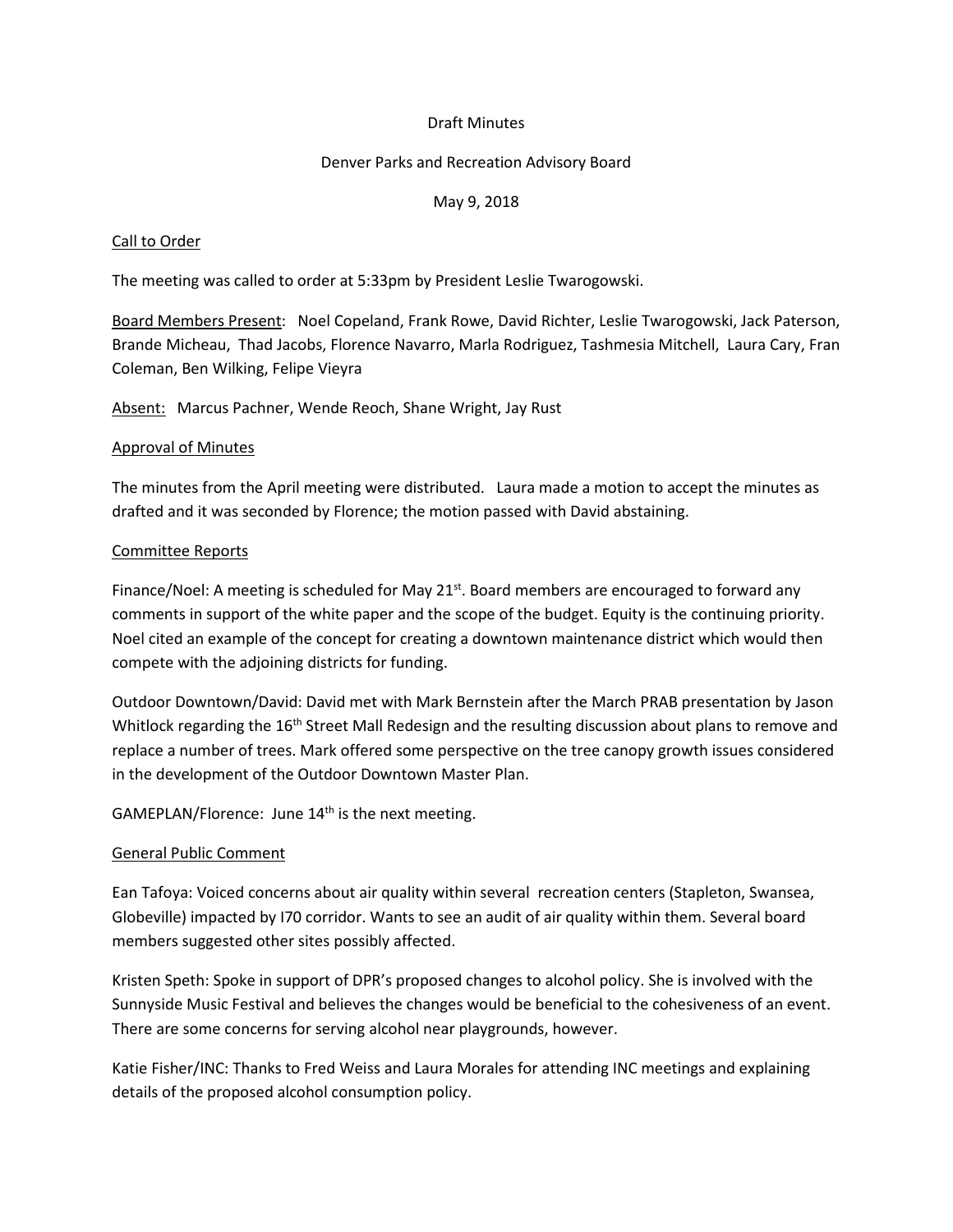Draft Minutes

Denver Parks and Recreation Advisory Board

May 9, 2018

## Call to Order

The meeting was called to order at 5:33pm by President Leslie Twarogowski.

Board Members Present: Noel Copeland, Frank Rowe, David Richter, Leslie Twarogowski, Jack Paterson, Brande Micheau, Thad Jacobs, Florence Navarro, Marla Rodriguez, Tashmesia Mitchell, Laura Cary, Fran Coleman, Ben Wilking, Felipe Vieyra

Absent: Marcus Pachner, Wende Reoch, Shane Wright, Jay Rust

## Approval of Minutes

The minutes from the April meeting were distributed. Laura made a motion to accept the minutes as drafted and it was seconded by Florence; the motion passed with David abstaining.

## Committee Reports

Finance/Noel: A meeting is scheduled for May 21st. Board members are encouraged to forward any comments in support of the white paper and the scope of the budget. Equity is the continuing priority. Noel cited an example of the concept for creating a downtown maintenance district which would then compete with the adjoining districts for funding.

Outdoor Downtown/David: David met with Mark Bernstein after the March PRAB presentation by Jason Whitlock regarding the 16th Street Mall Redesign and the resulting discussion about plans to remove and replace a number of trees. Mark offered some perspective on the tree canopy growth issues considered in the development of the Outdoor Downtown Master Plan.

GAMEPLAN/Florence: June 14th is the next meeting.

## General Public Comment

Ean Tafoya: Voiced concerns about air quality within several recreation centers (Stapleton, Swansea, Globeville) impacted by I70 corridor. Wants to see an audit of air quality within them. Several board members suggested other sites possibly affected.

Kristen Speth: Spoke in support of DPR's proposed changes to alcohol policy. She is involved with the Sunnyside Music Festival and believes the changes would be beneficial to the cohesiveness of an event. There are some concerns for serving alcohol near playgrounds, however.

Katie Fisher/INC: Thanks to Fred Weiss and Laura Morales for attending INC meetings and explaining details of the proposed alcohol consumption policy.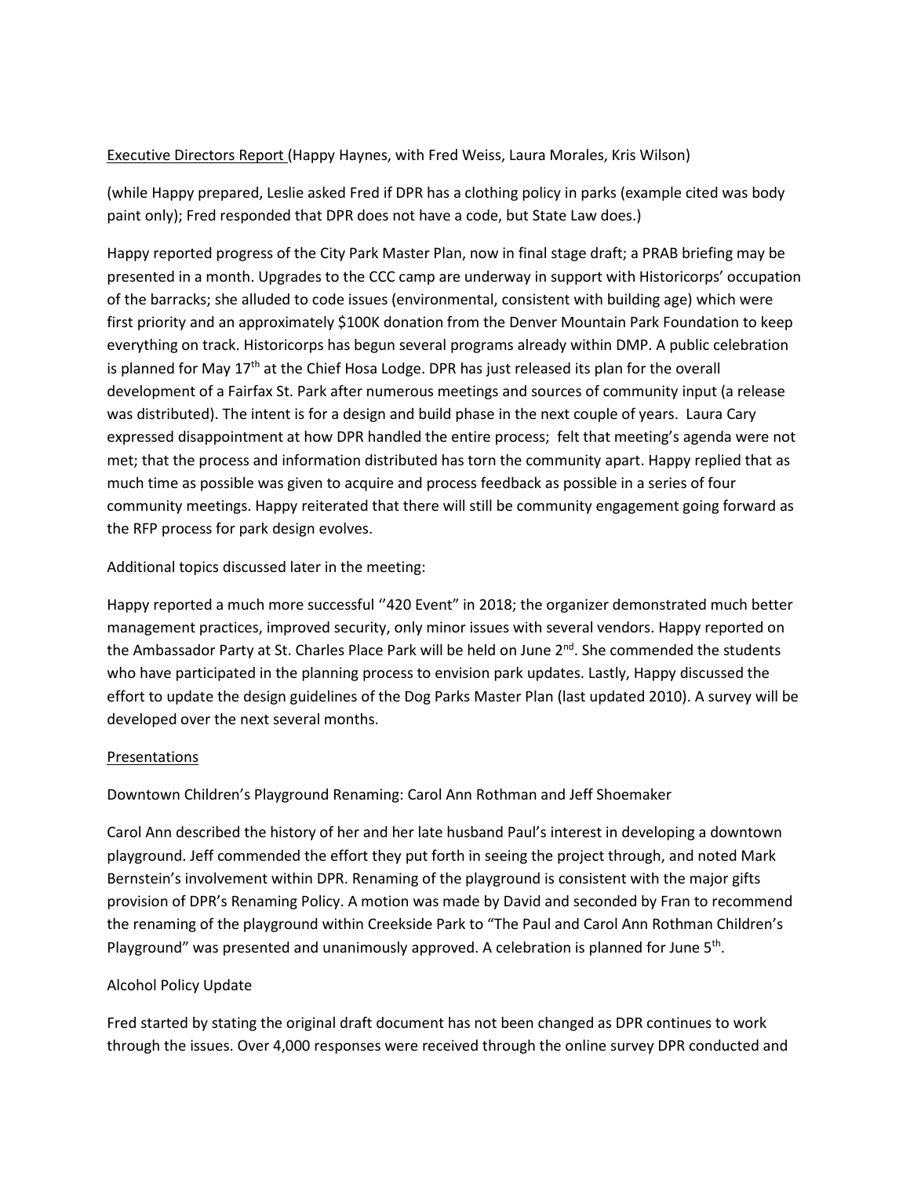Executive Directors Report (Happy Haynes, with Fred Weiss, Laura Morales, Kris Wilson)

(while Happy prepared, Leslie asked Fred if DPR has a clothing policy in parks (example cited was body paint only); Fred responded that DPR does not have a code, but State Law does.)

Happy reported progress of the City Park Master Plan, now in final stage draft; a PRAB briefing may be presented in a month. Upgrades to the CCC camp are underway in support with Historicorps' occupation of the barracks; she alluded to code issues (environmental, consistent with building age) which were first priority and an approximately $100K donation from the Denver Mountain Park Foundation to keep everything on track. Historicorps has begun several programs already within DMP. A public celebration is planned for May 17th at the Chief Hosa Lodge. DPR has just released its plan for the overall development of a Fairfax St. Park after numerous meetings and sources of community input (a release was distributed). The intent is for a design and build phase in the next couple of years. Laura Cary expressed disappointment at how DPR handled the entire process; felt that meeting's agenda were not met; that the process and information distributed has torn the community apart. Happy replied that as much time as possible was given to acquire and process feedback as possible in a series of four community meetings. Happy reiterated that there will still be community engagement going forward as the RFP process for park design evolves.

Additional topics discussed later in the meeting:

Happy reported a much more successful ''420 Event" in 2018; the organizer demonstrated much better management practices, improved security, only minor issues with several vendors. Happy reported on the Ambassador Party at St. Charles Place Park will be held on June 2nd. She commended the students who have participated in the planning process to envision park updates. Lastly, Happy discussed the effort to update the design guidelines of the Dog Parks Master Plan (last updated 2010). A survey will be developed over the next several months.

Presentations

Downtown Children's Playground Renaming: Carol Ann Rothman and Jeff Shoemaker

Carol Ann described the history of her and her late husband Paul's interest in developing a downtown playground. Jeff commended the effort they put forth in seeing the project through, and noted Mark Bernstein's involvement within DPR. Renaming of the playground is consistent with the major gifts provision of DPR's Renaming Policy. A motion was made by David and seconded by Fran to recommend the renaming of the playground within Creekside Park to "The Paul and Carol Ann Rothman Children's Playground" was presented and unanimously approved. A celebration is planned for June 5th.

Alcohol Policy Update

Fred started by stating the original draft document has not been changed as DPR continues to work through the issues. Over 4,000 responses were received through the online survey DPR conducted and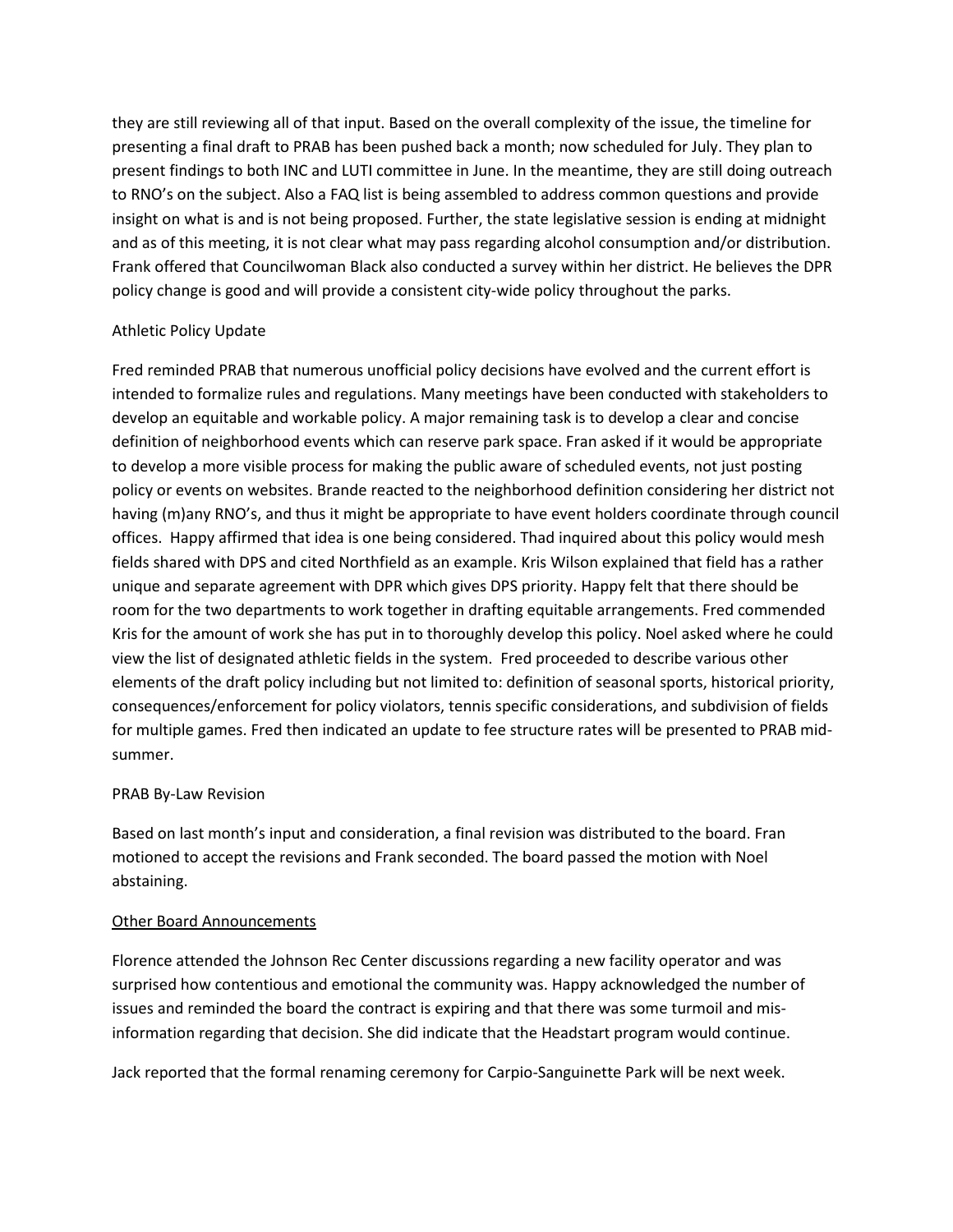they are still reviewing all of that input. Based on the overall complexity of the issue, the timeline for presenting a final draft to PRAB has been pushed back a month; now scheduled for July. They plan to present findings to both INC and LUTI committee in June. In the meantime, they are still doing outreach to RNO's on the subject. Also a FAQ list is being assembled to address common questions and provide insight on what is and is not being proposed. Further, the state legislative session is ending at midnight and as of this meeting, it is not clear what may pass regarding alcohol consumption and/or distribution. Frank offered that Councilwoman Black also conducted a survey within her district. He believes the DPR policy change is good and will provide a consistent city-wide policy throughout the parks.

Athletic Policy Update

Fred reminded PRAB that numerous unofficial policy decisions have evolved and the current effort is intended to formalize rules and regulations. Many meetings have been conducted with stakeholders to develop an equitable and workable policy. A major remaining task is to develop a clear and concise definition of neighborhood events which can reserve park space. Fran asked if it would be appropriate to develop a more visible process for making the public aware of scheduled events, not just posting policy or events on websites. Brande reacted to the neighborhood definition considering her district not having (m)any RNO's, and thus it might be appropriate to have event holders coordinate through council offices. Happy affirmed that idea is one being considered. Thad inquired about this policy would mesh fields shared with DPS and cited Northfield as an example. Kris Wilson explained that field has a rather unique and separate agreement with DPR which gives DPS priority. Happy felt that there should be room for the two departments to work together in drafting equitable arrangements. Fred commended Kris for the amount of work she has put in to thoroughly develop this policy. Noel asked where he could view the list of designated athletic fields in the system. Fred proceeded to describe various other elements of the draft policy including but not limited to: definition of seasonal sports, historical priority, consequences/enforcement for policy violators, tennis specific considerations, and subdivision of fields for multiple games. Fred then indicated an update to fee structure rates will be presented to PRAB mid-summer.

PRAB By-Law Revision

Based on last month's input and consideration, a final revision was distributed to the board. Fran motioned to accept the revisions and Frank seconded. The board passed the motion with Noel abstaining.

<u>Other Board Announcements</u>

Florence attended the Johnson Rec Center discussions regarding a new facility operator and was surprised how contentious and emotional the community was. Happy acknowledged the number of issues and reminded the board the contract is expiring and that there was some turmoil and mis-information regarding that decision. She did indicate that the Headstart program would continue.

Jack reported that the formal renaming ceremony for Carpio-Sanguinette Park will be next week.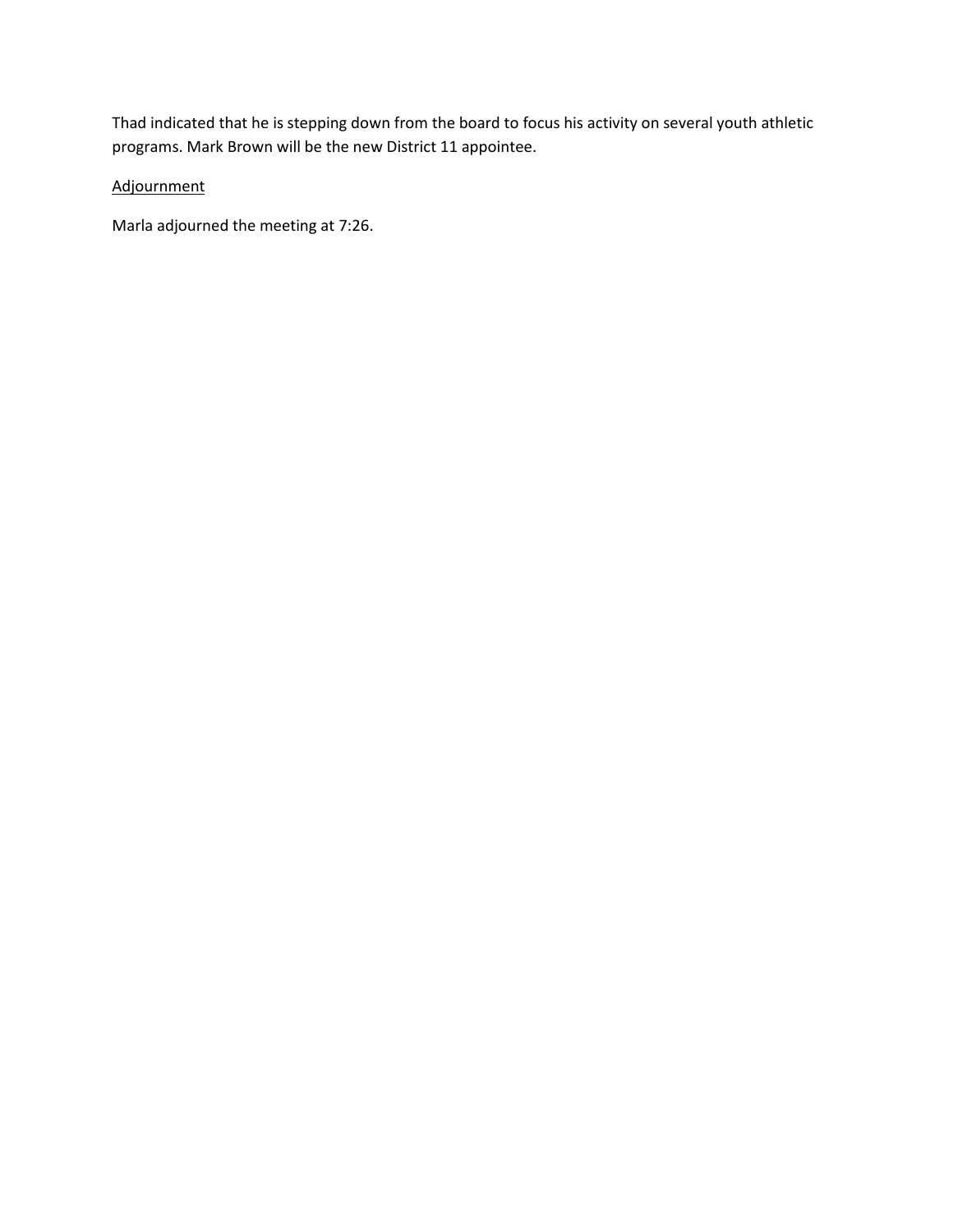Thad indicated that he is stepping down from the board to focus his activity on several youth athletic programs. Mark Brown will be the new District 11 appointee.

<u>Adjournment</u>

Marla adjourned the meeting at 7:26.